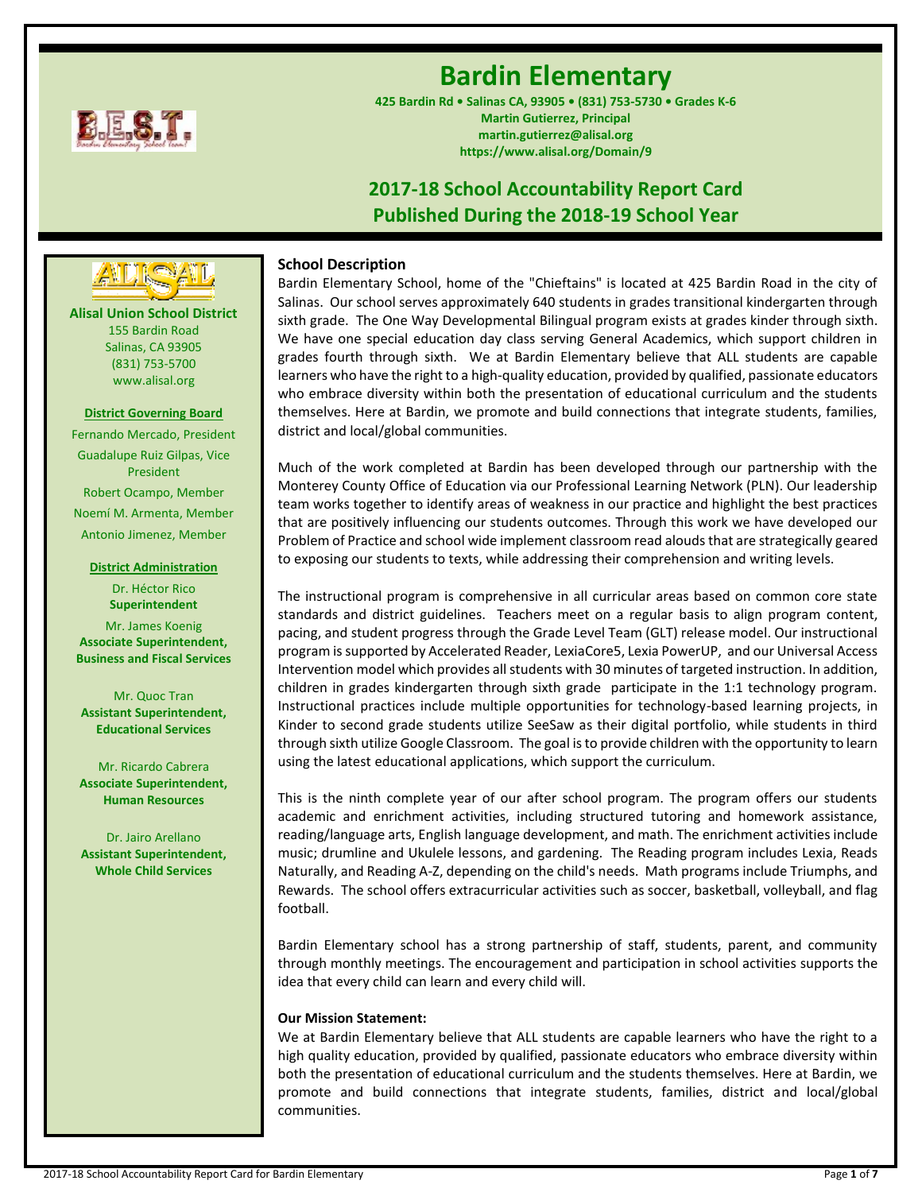# Bardin Elementary

**425 Bardin Rd • Salinas CA, 93905 • (831) 753-5730 • Grades K-6**
**Martin Gutierrez, Principal**
**martin.gutierrez@alisal.org**
**https://www.alisal.org/Domain/9**

## 2017-18 School Accountability Report Card
## Published During the 2018-19 School Year

**Alisal Union School District**
155 Bardin Road
Salinas, CA 93905
(831) 753-5700
www.alisal.org

**District Governing Board**

Fernando Mercado, President
Guadalupe Ruiz Gilpas, Vice President
Robert Ocampo, Member
Noemí M. Armenta, Member
Antonio Jimenez, Member

**District Administration**

Dr. Héctor Rico
**Superintendent**

Mr. James Koenig
**Associate Superintendent, Business and Fiscal Services**

Mr. Quoc Tran
**Assistant Superintendent, Educational Services**

Mr. Ricardo Cabrera
**Associate Superintendent, Human Resources**

Dr. Jairo Arellano
**Assistant Superintendent, Whole Child Services**

### School Description

Bardin Elementary School, home of the "Chieftains" is located at 425 Bardin Road in the city of Salinas. Our school serves approximately 640 students in grades transitional kindergarten through sixth grade. The One Way Developmental Bilingual program exists at grades kinder through sixth. We have one special education day class serving General Academics, which support children in grades fourth through sixth. We at Bardin Elementary believe that ALL students are capable learners who have the right to a high-quality education, provided by qualified, passionate educators who embrace diversity within both the presentation of educational curriculum and the students themselves. Here at Bardin, we promote and build connections that integrate students, families, district and local/global communities.

Much of the work completed at Bardin has been developed through our partnership with the Monterey County Office of Education via our Professional Learning Network (PLN). Our leadership team works together to identify areas of weakness in our practice and highlight the best practices that are positively influencing our students outcomes. Through this work we have developed our Problem of Practice and school wide implement classroom read alouds that are strategically geared to exposing our students to texts, while addressing their comprehension and writing levels.

The instructional program is comprehensive in all curricular areas based on common core state standards and district guidelines. Teachers meet on a regular basis to align program content, pacing, and student progress through the Grade Level Team (GLT) release model. Our instructional program is supported by Accelerated Reader, LexiaCore5, Lexia PowerUP, and our Universal Access Intervention model which provides all students with 30 minutes of targeted instruction. In addition, children in grades kindergarten through sixth grade participate in the 1:1 technology program. Instructional practices include multiple opportunities for technology-based learning projects, in Kinder to second grade students utilize SeeSaw as their digital portfolio, while students in third through sixth utilize Google Classroom. The goal is to provide children with the opportunity to learn using the latest educational applications, which support the curriculum.

This is the ninth complete year of our after school program. The program offers our students academic and enrichment activities, including structured tutoring and homework assistance, reading/language arts, English language development, and math. The enrichment activities include music; drumline and Ukulele lessons, and gardening. The Reading program includes Lexia, Reads Naturally, and Reading A-Z, depending on the child's needs. Math programs include Triumphs, and Rewards. The school offers extracurricular activities such as soccer, basketball, volleyball, and flag football.

Bardin Elementary school has a strong partnership of staff, students, parent, and community through monthly meetings. The encouragement and participation in school activities supports the idea that every child can learn and every child will.

**Our Mission Statement:**

We at Bardin Elementary believe that ALL students are capable learners who have the right to a high quality education, provided by qualified, passionate educators who embrace diversity within both the presentation of educational curriculum and the students themselves. Here at Bardin, we promote and build connections that integrate students, families, district and local/global communities.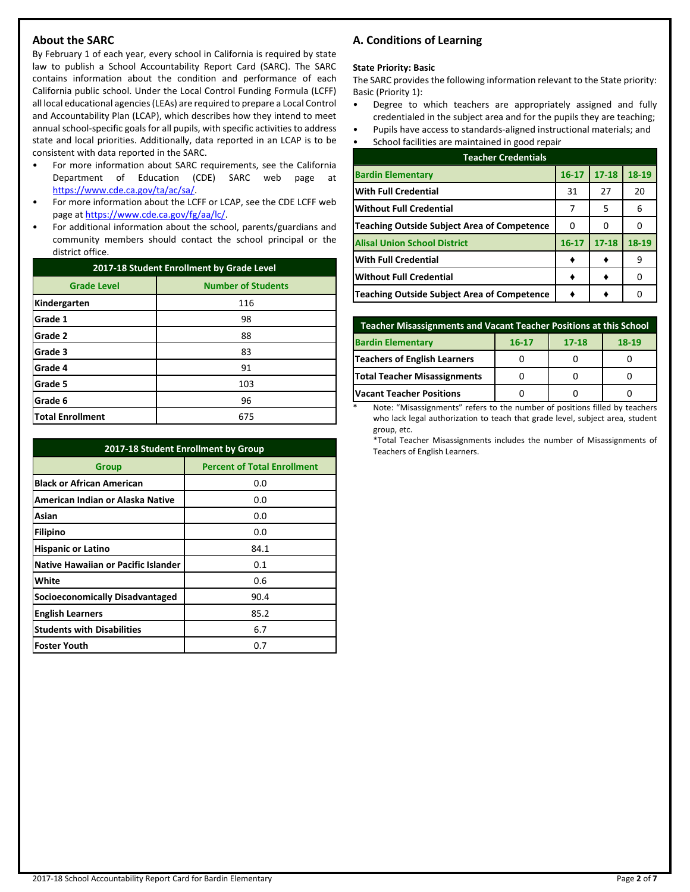## About the SARC

By February 1 of each year, every school in California is required by state law to publish a School Accountability Report Card (SARC). The SARC contains information about the condition and performance of each California public school. Under the Local Control Funding Formula (LCFF) all local educational agencies (LEAs) are required to prepare a Local Control and Accountability Plan (LCAP), which describes how they intend to meet annual school-specific goals for all pupils, with specific activities to address state and local priorities. Additionally, data reported in an LCAP is to be consistent with data reported in the SARC.

- For more information about SARC requirements, see the California Department of Education (CDE) SARC web page at https://www.cde.ca.gov/ta/ac/sa/.
- For more information about the LCFF or LCAP, see the CDE LCFF web page at https://www.cde.ca.gov/fg/aa/lc/.
- For additional information about the school, parents/guardians and community members should contact the school principal or the district office.

| 2017-18 Student Enrollment by Grade Level | |
|---|---|
| **Grade Level** | **Number of Students** |
| Kindergarten | 116 |
| Grade 1 | 98 |
| Grade 2 | 88 |
| Grade 3 | 83 |
| Grade 4 | 91 |
| Grade 5 | 103 |
| Grade 6 | 96 |
| Total Enrollment | 675 |

| 2017-18 Student Enrollment by Group | |
|---|---|
| **Group** | **Percent of Total Enrollment** |
| Black or African American | 0.0 |
| American Indian or Alaska Native | 0.0 |
| Asian | 0.0 |
| Filipino | 0.0 |
| Hispanic or Latino | 84.1 |
| Native Hawaiian or Pacific Islander | 0.1 |
| White | 0.6 |
| Socioeconomically Disadvantaged | 90.4 |
| English Learners | 85.2 |
| Students with Disabilities | 6.7 |
| Foster Youth | 0.7 |

## A. Conditions of Learning

**State Priority: Basic**

The SARC provides the following information relevant to the State priority: Basic (Priority 1):

- Degree to which teachers are appropriately assigned and fully credentialed in the subject area and for the pupils they are teaching;
- Pupils have access to standards-aligned instructional materials; and
- School facilities are maintained in good repair

| Teacher Credentials | | | |
|---|---|---|---|
| **Bardin Elementary** | **16-17** | **17-18** | **18-19** |
| With Full Credential | 31 | 27 | 20 |
| Without Full Credential | 7 | 5 | 6 |
| Teaching Outside Subject Area of Competence | 0 | 0 | 0 |
| **Alisal Union School District** | **16-17** | **17-18** | **18-19** |
| With Full Credential | ♦ | ♦ | 9 |
| Without Full Credential | ♦ | ♦ | 0 |
| Teaching Outside Subject Area of Competence | ♦ | ♦ | 0 |

| Teacher Misassignments and Vacant Teacher Positions at this School | | | |
|---|---|---|---|
| **Bardin Elementary** | **16-17** | **17-18** | **18-19** |
| Teachers of English Learners | 0 | 0 | 0 |
| Total Teacher Misassignments | 0 | 0 | 0 |
| Vacant Teacher Positions | 0 | 0 | 0 |

* Note: “Misassignments” refers to the number of positions filled by teachers who lack legal authorization to teach that grade level, subject area, student group, etc.

*Total Teacher Misassignments includes the number of Misassignments of Teachers of English Learners.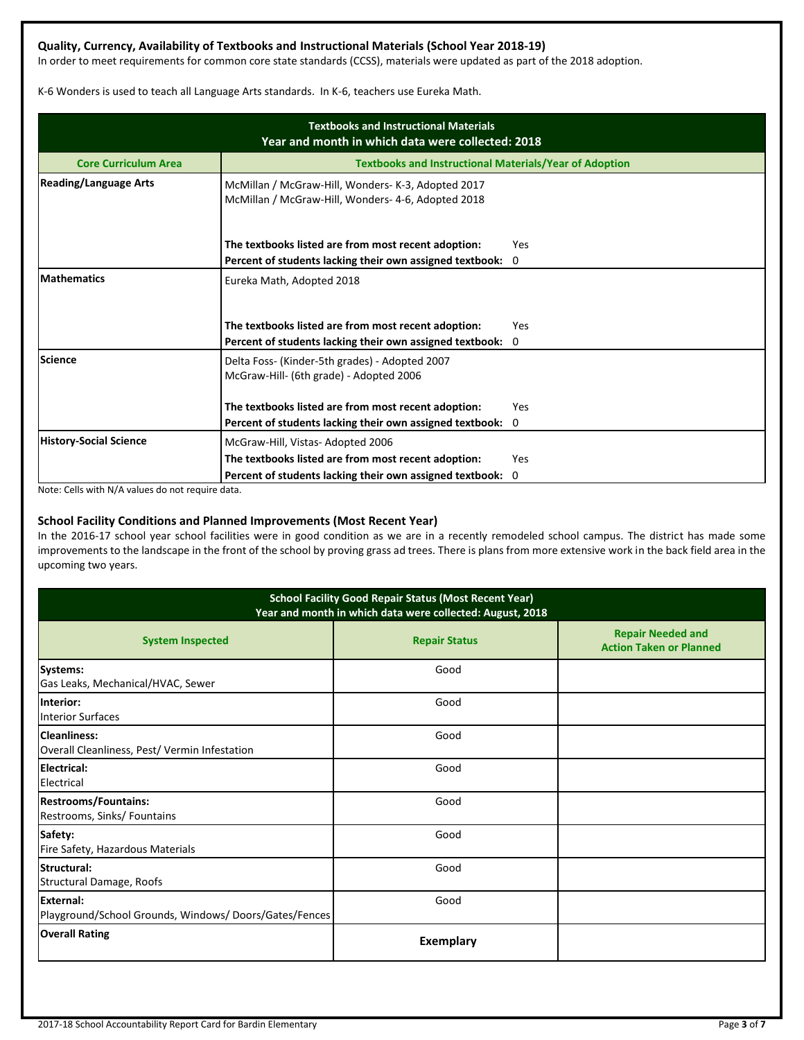### Quality, Currency, Availability of Textbooks and Instructional Materials (School Year 2018-19)

In order to meet requirements for common core state standards (CCSS), materials were updated as part of the 2018 adoption.

K-6 Wonders is used to teach all Language Arts standards. In K-6, teachers use Eureka Math.

| Textbooks and Instructional Materials Year and month in which data were collected: 2018 | |
|---|---|
| **Core Curriculum Area** | **Textbooks and Instructional Materials/Year of Adoption** |
| **Reading/Language Arts** | McMillan / McGraw-Hill, Wonders- K-3, Adopted 2017<br>McMillan / McGraw-Hill, Wonders- 4-6, Adopted 2018<br><br>**The textbooks listed are from most recent adoption:** Yes<br>**Percent of students lacking their own assigned textbook:** 0 |
| **Mathematics** | Eureka Math, Adopted 2018<br><br>**The textbooks listed are from most recent adoption:** Yes<br>**Percent of students lacking their own assigned textbook:** 0 |
| **Science** | Delta Foss- (Kinder-5th grades) - Adopted 2007<br>McGraw-Hill- (6th grade) - Adopted 2006<br><br>**The textbooks listed are from most recent adoption:** Yes<br>**Percent of students lacking their own assigned textbook:** 0 |
| **History-Social Science** | McGraw-Hill, Vistas- Adopted 2006<br>**The textbooks listed are from most recent adoption:** Yes<br>**Percent of students lacking their own assigned textbook:** 0 |

Note: Cells with N/A values do not require data.

### School Facility Conditions and Planned Improvements (Most Recent Year)

In the 2016-17 school year school facilities were in good condition as we are in a recently remodeled school campus. The district has made some improvements to the landscape in the front of the school by proving grass ad trees. There is plans from more extensive work in the back field area in the upcoming two years.

| School Facility Good Repair Status (Most Recent Year) Year and month in which data were collected: August, 2018 | | |
|---|---|---|
| **System Inspected** | **Repair Status** | **Repair Needed and Action Taken or Planned** |
| **Systems:**<br>Gas Leaks, Mechanical/HVAC, Sewer | Good | |
| **Interior:**<br>Interior Surfaces | Good | |
| **Cleanliness:**<br>Overall Cleanliness, Pest/ Vermin Infestation | Good | |
| **Electrical:**<br>Electrical | Good | |
| **Restrooms/Fountains:**<br>Restrooms, Sinks/ Fountains | Good | |
| **Safety:**<br>Fire Safety, Hazardous Materials | Good | |
| **Structural:**<br>Structural Damage, Roofs | Good | |
| **External:**<br>Playground/School Grounds, Windows/ Doors/Gates/Fences | Good | |
| **Overall Rating** | **Exemplary** | |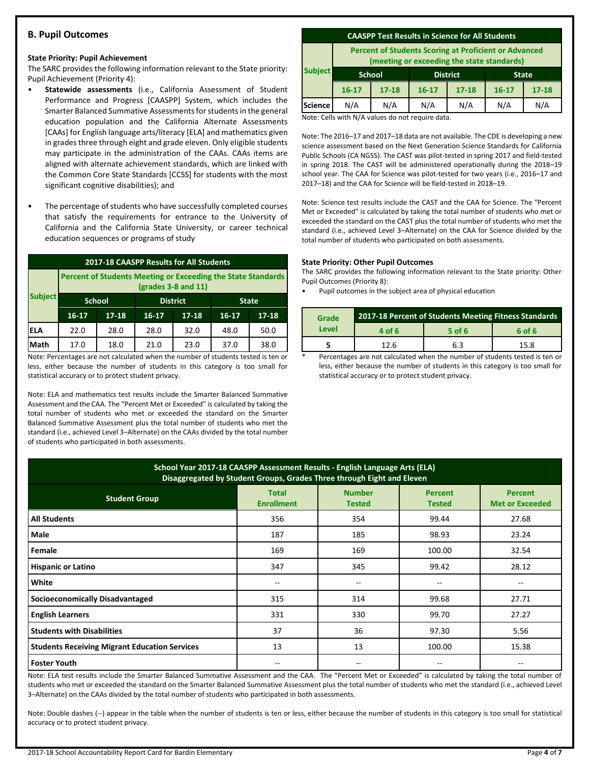## B. Pupil Outcomes

### State Priority: Pupil Achievement

The SARC provides the following information relevant to the State priority: Pupil Achievement (Priority 4):

- **Statewide assessments** (i.e., California Assessment of Student Performance and Progress [CAASPP] System, which includes the Smarter Balanced Summative Assessments for students in the general education population and the California Alternate Assessments [CAAs] for English language arts/literacy [ELA] and mathematics given in grades three through eight and grade eleven. Only eligible students may participate in the administration of the CAAs. CAAs items are aligned with alternate achievement standards, which are linked with the Common Core State Standards [CCSS] for students with the most significant cognitive disabilities); and
- The percentage of students who have successfully completed courses that satisfy the requirements for entrance to the University of California and the California State University, or career technical education sequences or programs of study

**2017-18 CAASPP Results for All Students**

| Subject | Percent of Students Meeting or Exceeding the State Standards (grades 3-8 and 11) | | | | | |
|---|---|---|---|---|---|---|
| | School | | District | | State | |
| | 16-17 | 17-18 | 16-17 | 17-18 | 16-17 | 17-18 |
| ELA | 22.0 | 28.0 | 28.0 | 32.0 | 48.0 | 50.0 |
| Math | 17.0 | 18.0 | 21.0 | 23.0 | 37.0 | 38.0 |

Note: Percentages are not calculated when the number of students tested is ten or less, either because the number of students in this category is too small for statistical accuracy or to protect student privacy.

Note: ELA and mathematics test results include the Smarter Balanced Summative Assessment and the CAA. The "Percent Met or Exceeded" is calculated by taking the total number of students who met or exceeded the standard on the Smarter Balanced Summative Assessment plus the total number of students who met the standard (i.e., achieved Level 3–Alternate) on the CAAs divided by the total number of students who participated in both assessments.

**CAASPP Test Results in Science for All Students**

| Subject | Percent of Students Scoring at Proficient or Advanced (meeting or exceeding the state standards) | | | | | |
|---|---|---|---|---|---|---|
| | School | | District | | State | |
| | 16-17 | 17-18 | 16-17 | 17-18 | 16-17 | 17-18 |
| Science | N/A | N/A | N/A | N/A | N/A | N/A |

Note: Cells with N/A values do not require data.

Note: The 2016–17 and 2017–18 data are not available. The CDE is developing a new science assessment based on the Next Generation Science Standards for California Public Schools (CA NGSS). The CAST was pilot-tested in spring 2017 and field-tested in spring 2018. The CAST will be administered operationally during the 2018–19 school year. The CAA for Science was pilot-tested for two years (i.e., 2016–17 and 2017–18) and the CAA for Science will be field-tested in 2018–19.

Note: Science test results include the CAST and the CAA for Science. The "Percent Met or Exceeded" is calculated by taking the total number of students who met or exceeded the standard on the CAST plus the total number of students who met the standard (i.e., achieved Level 3–Alternate) on the CAA for Science divided by the total number of students who participated on both assessments.

### State Priority: Other Pupil Outcomes

The SARC provides the following information relevant to the State priority: Other Pupil Outcomes (Priority 8):

- Pupil outcomes in the subject area of physical education

| Grade Level | 2017-18 Percent of Students Meeting Fitness Standards | | |
|---|---|---|---|
| | 4 of 6 | 5 of 6 | 6 of 6 |
| 5 | 12.6 | 6.3 | 15.8 |

\* Percentages are not calculated when the number of students tested is ten or less, either because the number of students in this category is too small for statistical accuracy or to protect student privacy.

**School Year 2017-18 CAASPP Assessment Results - English Language Arts (ELA) Disaggregated by Student Groups, Grades Three through Eight and Eleven**

| Student Group | Total Enrollment | Number Tested | Percent Tested | Percent Met or Exceeded |
|---|---|---|---|---|
| All Students | 356 | 354 | 99.44 | 27.68 |
| Male | 187 | 185 | 98.93 | 23.24 |
| Female | 169 | 169 | 100.00 | 32.54 |
| Hispanic or Latino | 347 | 345 | 99.42 | 28.12 |
| White | -- | -- | -- | -- |
| Socioeconomically Disadvantaged | 315 | 314 | 99.68 | 27.71 |
| English Learners | 331 | 330 | 99.70 | 27.27 |
| Students with Disabilities | 37 | 36 | 97.30 | 5.56 |
| Students Receiving Migrant Education Services | 13 | 13 | 100.00 | 15.38 |
| Foster Youth | -- | -- | -- | -- |

Note: ELA test results include the Smarter Balanced Summative Assessment and the CAA. The "Percent Met or Exceeded" is calculated by taking the total number of students who met or exceeded the standard on the Smarter Balanced Summative Assessment plus the total number of students who met the standard (i.e., achieved Level 3–Alternate) on the CAAs divided by the total number of students who participated in both assessments.

Note: Double dashes (--) appear in the table when the number of students is ten or less, either because the number of students in this category is too small for statistical accuracy or to protect student privacy.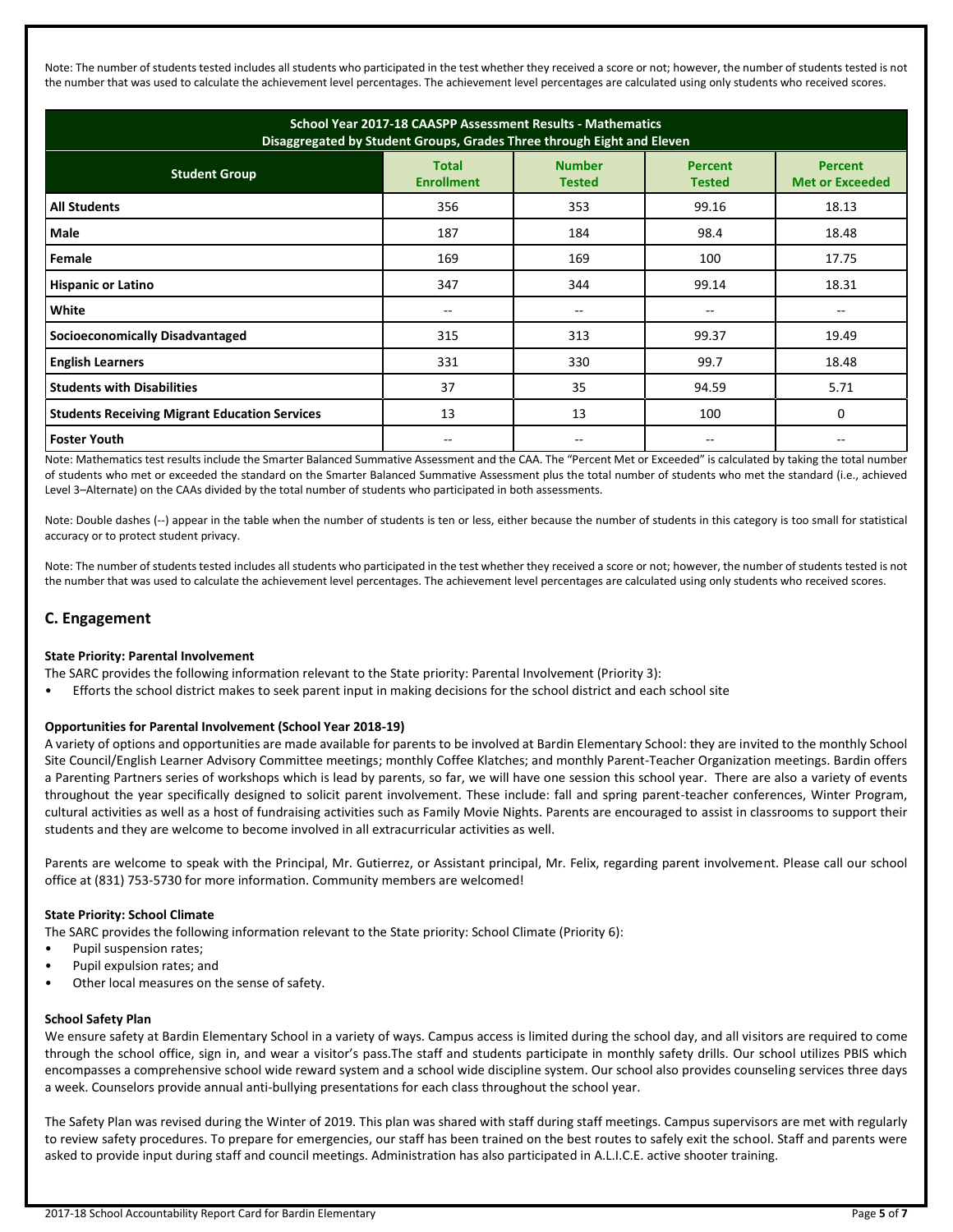Note: The number of students tested includes all students who participated in the test whether they received a score or not; however, the number of students tested is not the number that was used to calculate the achievement level percentages. The achievement level percentages are calculated using only students who received scores.

| School Year 2017-18 CAASPP Assessment Results - Mathematics Disaggregated by Student Groups, Grades Three through Eight and Eleven | | | | |
|---|---|---|---|---|
| **Student Group** | **Total Enrollment** | **Number Tested** | **Percent Tested** | **Percent Met or Exceeded** |
| **All Students** | 356 | 353 | 99.16 | 18.13 |
| **Male** | 187 | 184 | 98.4 | 18.48 |
| **Female** | 169 | 169 | 100 | 17.75 |
| **Hispanic or Latino** | 347 | 344 | 99.14 | 18.31 |
| **White** | -- | -- | -- | -- |
| **Socioeconomically Disadvantaged** | 315 | 313 | 99.37 | 19.49 |
| **English Learners** | 331 | 330 | 99.7 | 18.48 |
| **Students with Disabilities** | 37 | 35 | 94.59 | 5.71 |
| **Students Receiving Migrant Education Services** | 13 | 13 | 100 | 0 |
| **Foster Youth** | -- | -- | -- | -- |

Note: Mathematics test results include the Smarter Balanced Summative Assessment and the CAA. The "Percent Met or Exceeded" is calculated by taking the total number of students who met or exceeded the standard on the Smarter Balanced Summative Assessment plus the total number of students who met the standard (i.e., achieved Level 3–Alternate) on the CAAs divided by the total number of students who participated in both assessments.

Note: Double dashes (--) appear in the table when the number of students is ten or less, either because the number of students in this category is too small for statistical accuracy or to protect student privacy.

Note: The number of students tested includes all students who participated in the test whether they received a score or not; however, the number of students tested is not the number that was used to calculate the achievement level percentages. The achievement level percentages are calculated using only students who received scores.

## C. Engagement

**State Priority: Parental Involvement**

The SARC provides the following information relevant to the State priority: Parental Involvement (Priority 3):

- Efforts the school district makes to seek parent input in making decisions for the school district and each school site

**Opportunities for Parental Involvement (School Year 2018-19)**

A variety of options and opportunities are made available for parents to be involved at Bardin Elementary School: they are invited to the monthly School Site Council/English Learner Advisory Committee meetings; monthly Coffee Klatches; and monthly Parent-Teacher Organization meetings. Bardin offers a Parenting Partners series of workshops which is lead by parents, so far, we will have one session this school year. There are also a variety of events throughout the year specifically designed to solicit parent involvement. These include: fall and spring parent-teacher conferences, Winter Program, cultural activities as well as a host of fundraising activities such as Family Movie Nights. Parents are encouraged to assist in classrooms to support their students and they are welcome to become involved in all extracurricular activities as well.

Parents are welcome to speak with the Principal, Mr. Gutierrez, or Assistant principal, Mr. Felix, regarding parent involvement. Please call our school office at (831) 753-5730 for more information. Community members are welcomed!

**State Priority: School Climate**

The SARC provides the following information relevant to the State priority: School Climate (Priority 6):

- Pupil suspension rates;
- Pupil expulsion rates; and
- Other local measures on the sense of safety.

**School Safety Plan**

We ensure safety at Bardin Elementary School in a variety of ways. Campus access is limited during the school day, and all visitors are required to come through the school office, sign in, and wear a visitor's pass.The staff and students participate in monthly safety drills. Our school utilizes PBIS which encompasses a comprehensive school wide reward system and a school wide discipline system. Our school also provides counseling services three days a week. Counselors provide annual anti-bullying presentations for each class throughout the school year.

The Safety Plan was revised during the Winter of 2019. This plan was shared with staff during staff meetings. Campus supervisors are met with regularly to review safety procedures. To prepare for emergencies, our staff has been trained on the best routes to safely exit the school. Staff and parents were asked to provide input during staff and council meetings. Administration has also participated in A.L.I.C.E. active shooter training.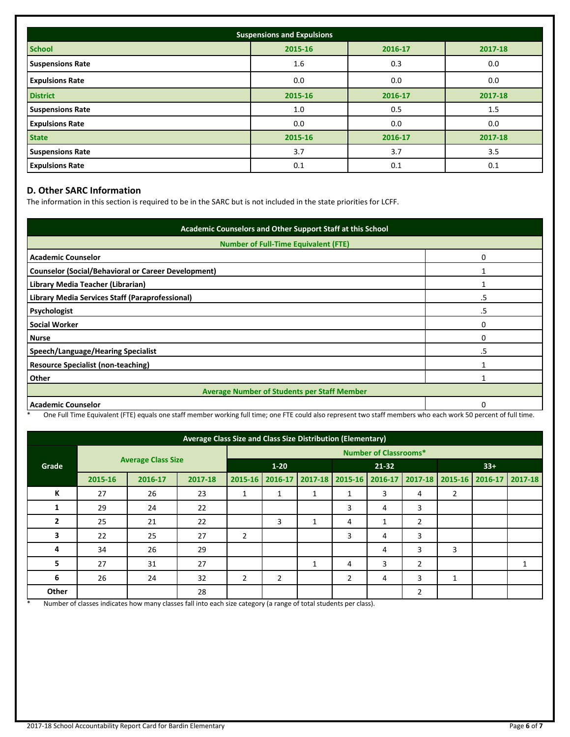| Suspensions and Expulsions | | | |
|---|---|---|---|
| **School** | **2015-16** | **2016-17** | **2017-18** |
| **Suspensions Rate** | 1.6 | 0.3 | 0.0 |
| **Expulsions Rate** | 0.0 | 0.0 | 0.0 |
| **District** | **2015-16** | **2016-17** | **2017-18** |
| **Suspensions Rate** | 1.0 | 0.5 | 1.5 |
| **Expulsions Rate** | 0.0 | 0.0 | 0.0 |
| **State** | **2015-16** | **2016-17** | **2017-18** |
| **Suspensions Rate** | 3.7 | 3.7 | 3.5 |
| **Expulsions Rate** | 0.1 | 0.1 | 0.1 |

## D. Other SARC Information

The information in this section is required to be in the SARC but is not included in the state priorities for LCFF.

| Academic Counselors and Other Support Staff at this School | |
|---|---|
| **Number of Full-Time Equivalent (FTE)** | |
| **Academic Counselor** | 0 |
| **Counselor (Social/Behavioral or Career Development)** | 1 |
| **Library Media Teacher (Librarian)** | 1 |
| **Library Media Services Staff (Paraprofessional)** | .5 |
| **Psychologist** | .5 |
| **Social Worker** | 0 |
| **Nurse** | 0 |
| **Speech/Language/Hearing Specialist** | .5 |
| **Resource Specialist (non-teaching)** | 1 |
| **Other** | 1 |
| **Average Number of Students per Staff Member** | |
| **Academic Counselor** | 0 |

\* One Full Time Equivalent (FTE) equals one staff member working full time; one FTE could also represent two staff members who each work 50 percent of full time.

| Average Class Size and Class Size Distribution (Elementary) | | | | | | | | | | | | |
|---|---|---|---|---|---|---|---|---|---|---|---|---|
| **Grade** | **Average Class Size** | | | **Number of Classrooms*** | | | | | | | | |
| | | | | **1-20** | | | **21-32** | | | **33+** | | |
| | **2015-16** | **2016-17** | **2017-18** | **2015-16** | **2016-17** | **2017-18** | **2015-16** | **2016-17** | **2017-18** | **2015-16** | **2016-17** | **2017-18** |
| **K** | 27 | 26 | 23 | 1 | 1 | 1 | 1 | 3 | 4 | 2 | | |
| **1** | 29 | 24 | 22 | | | | 3 | 4 | 3 | | | |
| **2** | 25 | 21 | 22 | | 3 | 1 | 4 | 1 | 2 | | | |
| **3** | 22 | 25 | 27 | 2 | | | 3 | 4 | 3 | | | |
| **4** | 34 | 26 | 29 | | | | | 4 | 3 | 3 | | |
| **5** | 27 | 31 | 27 | | | 1 | 4 | 3 | 2 | | | 1 |
| **6** | 26 | 24 | 32 | 2 | 2 | | 2 | 4 | 3 | 1 | | |
| **Other** | | | 28 | | | | | | 2 | | | |

\* Number of classes indicates how many classes fall into each size category (a range of total students per class).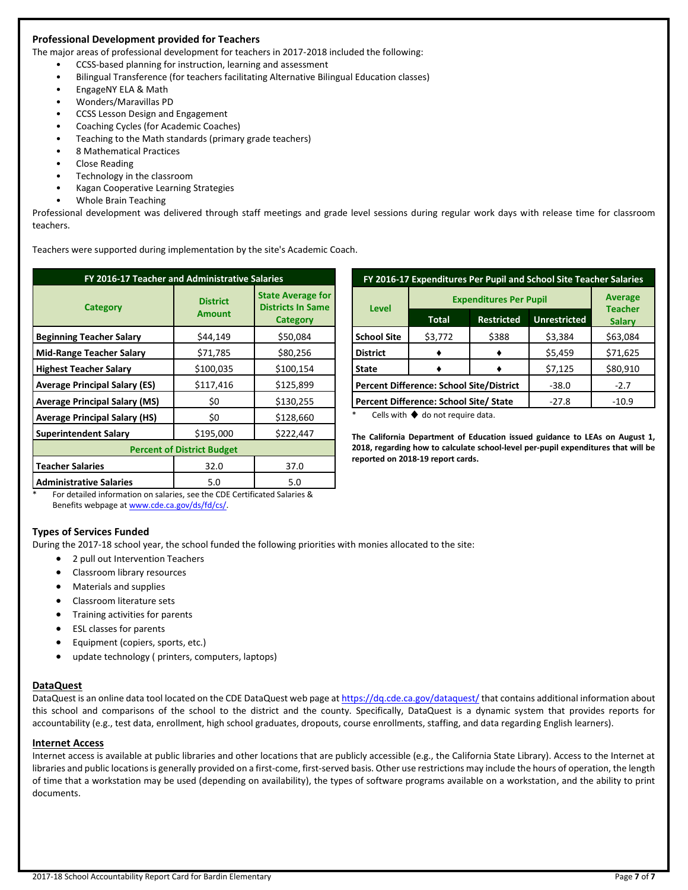### Professional Development provided for Teachers

The major areas of professional development for teachers in 2017-2018 included the following:

- CCSS-based planning for instruction, learning and assessment
- Bilingual Transference (for teachers facilitating Alternative Bilingual Education classes)
- EngageNY ELA & Math
- Wonders/Maravillas PD
- CCSS Lesson Design and Engagement
- Coaching Cycles (for Academic Coaches)
- Teaching to the Math standards (primary grade teachers)
- 8 Mathematical Practices
- Close Reading
- Technology in the classroom
- Kagan Cooperative Learning Strategies
- Whole Brain Teaching

Professional development was delivered through staff meetings and grade level sessions during regular work days with release time for classroom teachers.

Teachers were supported during implementation by the site's Academic Coach.

| FY 2016-17 Teacher and Administrative Salaries | | |
|---|---|---|
| **Category** | **District Amount** | **State Average for Districts In Same Category** |
| **Beginning Teacher Salary** | $44,149 | $50,084 |
| **Mid-Range Teacher Salary** | $71,785 | $80,256 |
| **Highest Teacher Salary** | $100,035 | $100,154 |
| **Average Principal Salary (ES)** | $117,416 | $125,899 |
| **Average Principal Salary (MS)** | $0 | $130,255 |
| **Average Principal Salary (HS)** | $0 | $128,660 |
| **Superintendent Salary** | $195,000 | $222,447 |
| **Percent of District Budget** | | |
| **Teacher Salaries** | 32.0 | 37.0 |
| **Administrative Salaries** | 5.0 | 5.0 |

\* For detailed information on salaries, see the CDE Certificated Salaries & Benefits webpage at www.cde.ca.gov/ds/fd/cs/.

| FY 2016-17 Expenditures Per Pupil and School Site Teacher Salaries | | | | |
|---|---|---|---|---|
| **Level** | **Expenditures Per Pupil** | | | **Average Teacher Salary** |
| | **Total** | **Restricted** | **Unrestricted** | |
| **School Site** | $3,772 | $388 | $3,384 | $63,084 |
| **District** | ♦ | ♦ | $5,459 | $71,625 |
| **State** | ♦ | ♦ | $7,125 | $80,910 |
| **Percent Difference: School Site/District** | | | -38.0 | -2.7 |
| **Percent Difference: School Site/ State** | | | -27.8 | -10.9 |

\* Cells with ♦ do not require data.

**The California Department of Education issued guidance to LEAs on August 1, 2018, regarding how to calculate school-level per-pupil expenditures that will be reported on 2018-19 report cards.**

### Types of Services Funded

During the 2017-18 school year, the school funded the following priorities with monies allocated to the site:

- 2 pull out Intervention Teachers
- Classroom library resources
- Materials and supplies
- Classroom literature sets
- Training activities for parents
- ESL classes for parents
- Equipment (copiers, sports, etc.)
- update technology ( printers, computers, laptops)

### DataQuest

DataQuest is an online data tool located on the CDE DataQuest web page at https://dq.cde.ca.gov/dataquest/ that contains additional information about this school and comparisons of the school to the district and the county. Specifically, DataQuest is a dynamic system that provides reports for accountability (e.g., test data, enrollment, high school graduates, dropouts, course enrollments, staffing, and data regarding English learners).

### Internet Access

Internet access is available at public libraries and other locations that are publicly accessible (e.g., the California State Library). Access to the Internet at libraries and public locations is generally provided on a first-come, first-served basis. Other use restrictions may include the hours of operation, the length of time that a workstation may be used (depending on availability), the types of software programs available on a workstation, and the ability to print documents.